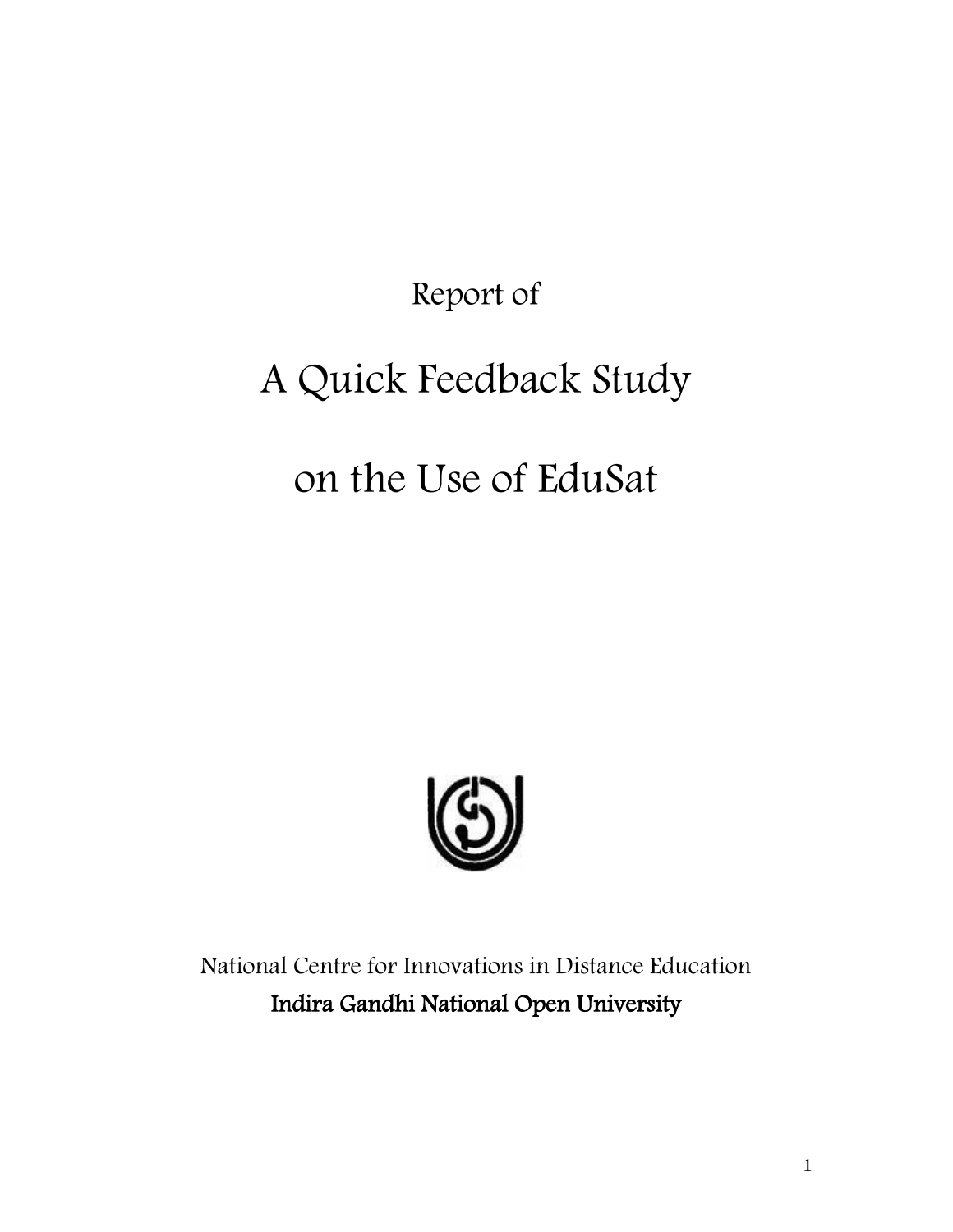Report of

# A Quick Feedback Study on the Use of EduSat

National Centre for Innovations in Distance Education

**Indira Gandhi National Open University**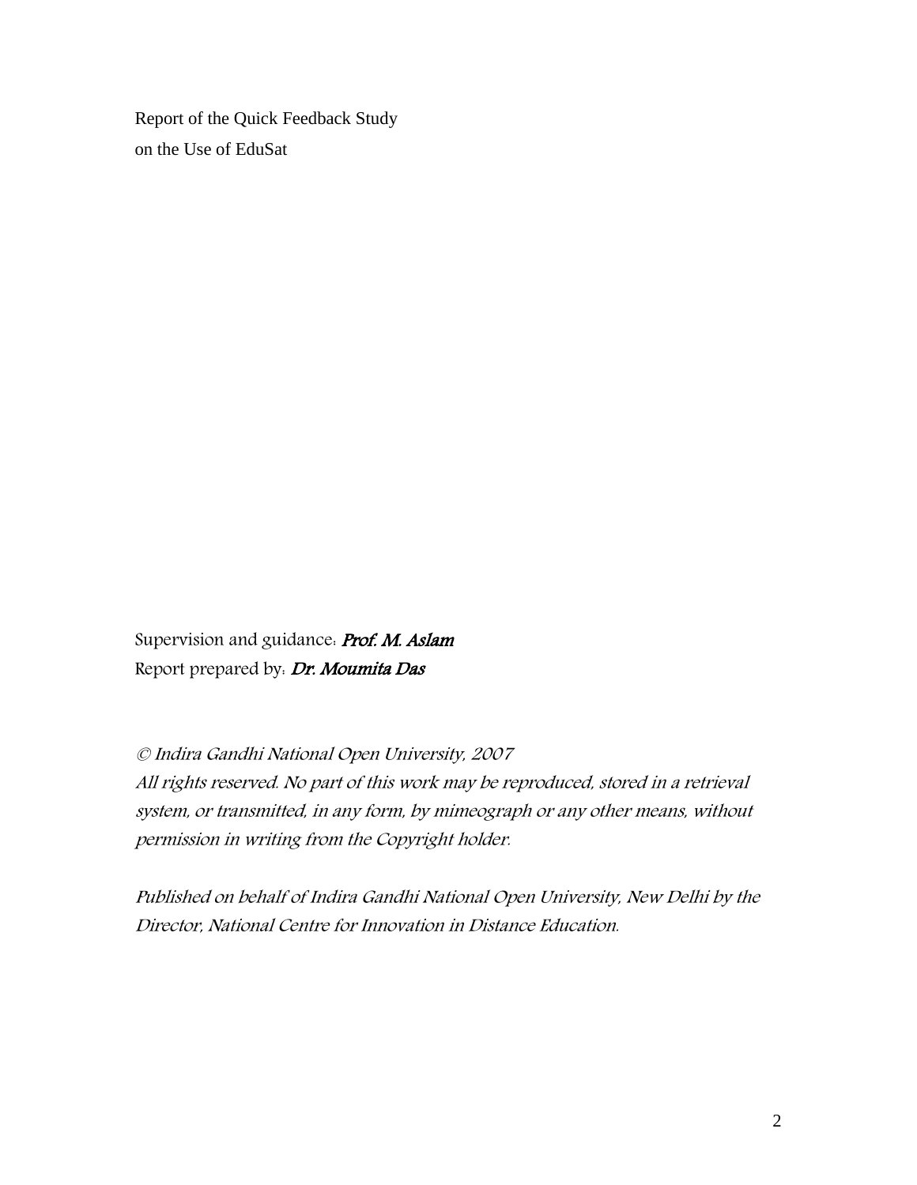Report of the Quick Feedback Study
on the Use of EduSat

Supervision and guidance: ***Prof. M. Aslam***
Report prepared by: ***Dr. Moumita Das***

*© Indira Gandhi National Open University, 2007*
*All rights reserved. No part of this work may be reproduced, stored in a retrieval system, or transmitted, in any form, by mimeograph or any other means, without permission in writing from the Copyright holder.*

*Published on behalf of Indira Gandhi National Open University, New Delhi by the Director, National Centre for Innovation in Distance Education.*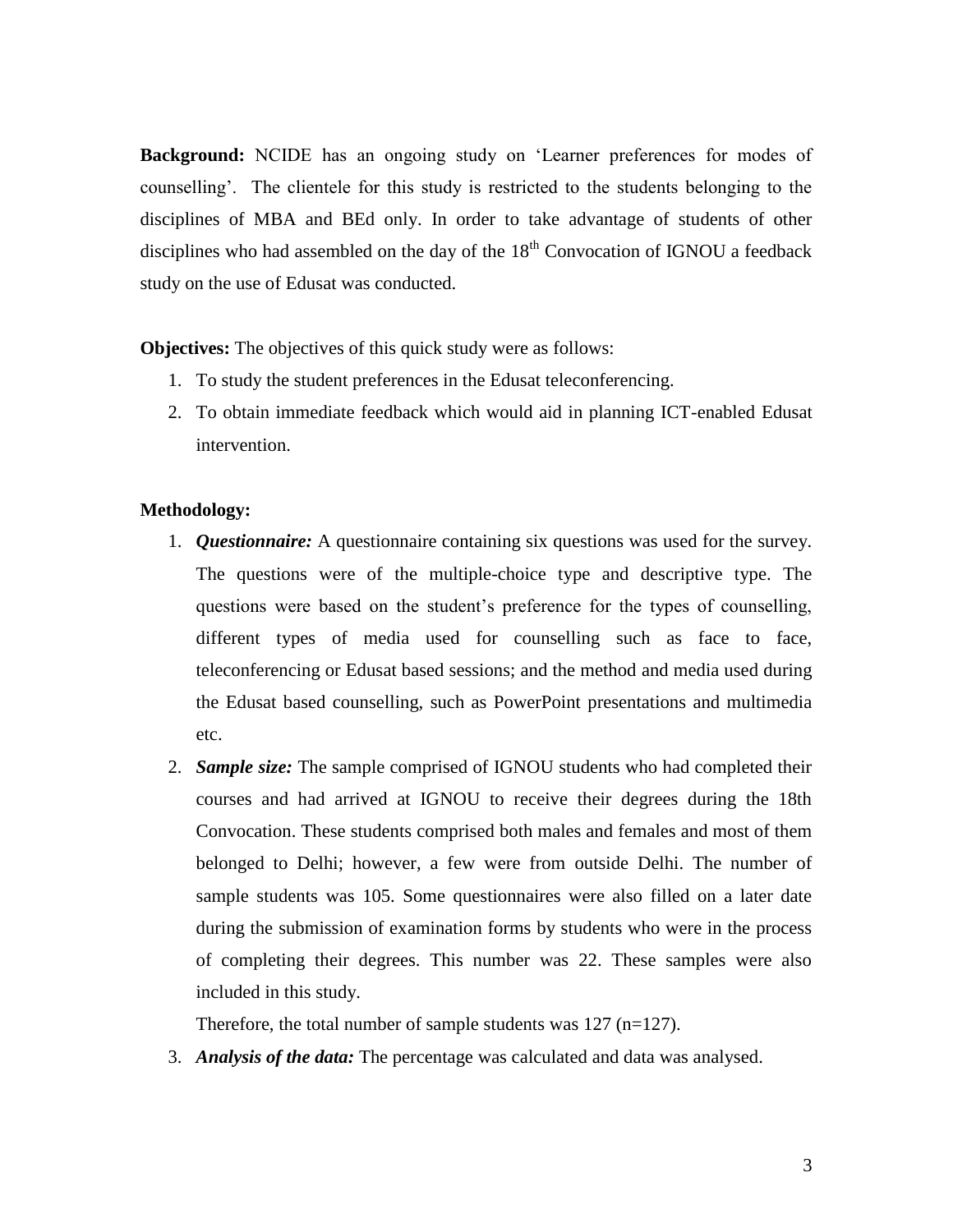**Background:** NCIDE has an ongoing study on 'Learner preferences for modes of counselling'. The clientele for this study is restricted to the students belonging to the disciplines of MBA and BEd only. In order to take advantage of students of other disciplines who had assembled on the day of the 18th Convocation of IGNOU a feedback study on the use of Edusat was conducted.

**Objectives:** The objectives of this quick study were as follows:

1. To study the student preferences in the Edusat teleconferencing.
2. To obtain immediate feedback which would aid in planning ICT-enabled Edusat intervention.

**Methodology:**

1. ***Questionnaire:*** A questionnaire containing six questions was used for the survey. The questions were of the multiple-choice type and descriptive type. The questions were based on the student's preference for the types of counselling, different types of media used for counselling such as face to face, teleconferencing or Edusat based sessions; and the method and media used during the Edusat based counselling, such as PowerPoint presentations and multimedia etc.
2. ***Sample size:*** The sample comprised of IGNOU students who had completed their courses and had arrived at IGNOU to receive their degrees during the 18th Convocation. These students comprised both males and females and most of them belonged to Delhi; however, a few were from outside Delhi. The number of sample students was 105. Some questionnaires were also filled on a later date during the submission of examination forms by students who were in the process of completing their degrees. This number was 22. These samples were also included in this study.

   Therefore, the total number of sample students was 127 (n=127).
3. ***Analysis of the data:*** The percentage was calculated and data was analysed.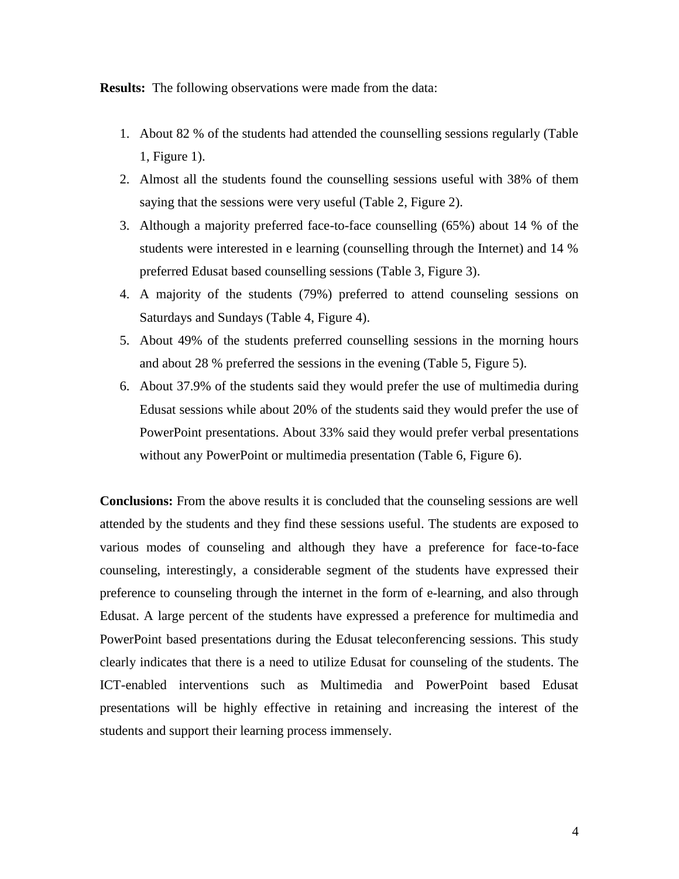**Results:** The following observations were made from the data:

1. About 82 % of the students had attended the counselling sessions regularly (Table 1, Figure 1).
2. Almost all the students found the counselling sessions useful with 38% of them saying that the sessions were very useful (Table 2, Figure 2).
3. Although a majority preferred face-to-face counselling (65%) about 14 % of the students were interested in e learning (counselling through the Internet) and 14 % preferred Edusat based counselling sessions (Table 3, Figure 3).
4. A majority of the students (79%) preferred to attend counseling sessions on Saturdays and Sundays (Table 4, Figure 4).
5. About 49% of the students preferred counselling sessions in the morning hours and about 28 % preferred the sessions in the evening (Table 5, Figure 5).
6. About 37.9% of the students said they would prefer the use of multimedia during Edusat sessions while about 20% of the students said they would prefer the use of PowerPoint presentations. About 33% said they would prefer verbal presentations without any PowerPoint or multimedia presentation (Table 6, Figure 6).

**Conclusions:** From the above results it is concluded that the counseling sessions are well attended by the students and they find these sessions useful. The students are exposed to various modes of counseling and although they have a preference for face-to-face counseling, interestingly, a considerable segment of the students have expressed their preference to counseling through the internet in the form of e-learning, and also through Edusat. A large percent of the students have expressed a preference for multimedia and PowerPoint based presentations during the Edusat teleconferencing sessions. This study clearly indicates that there is a need to utilize Edusat for counseling of the students. The ICT-enabled interventions such as Multimedia and PowerPoint based Edusat presentations will be highly effective in retaining and increasing the interest of the students and support their learning process immensely.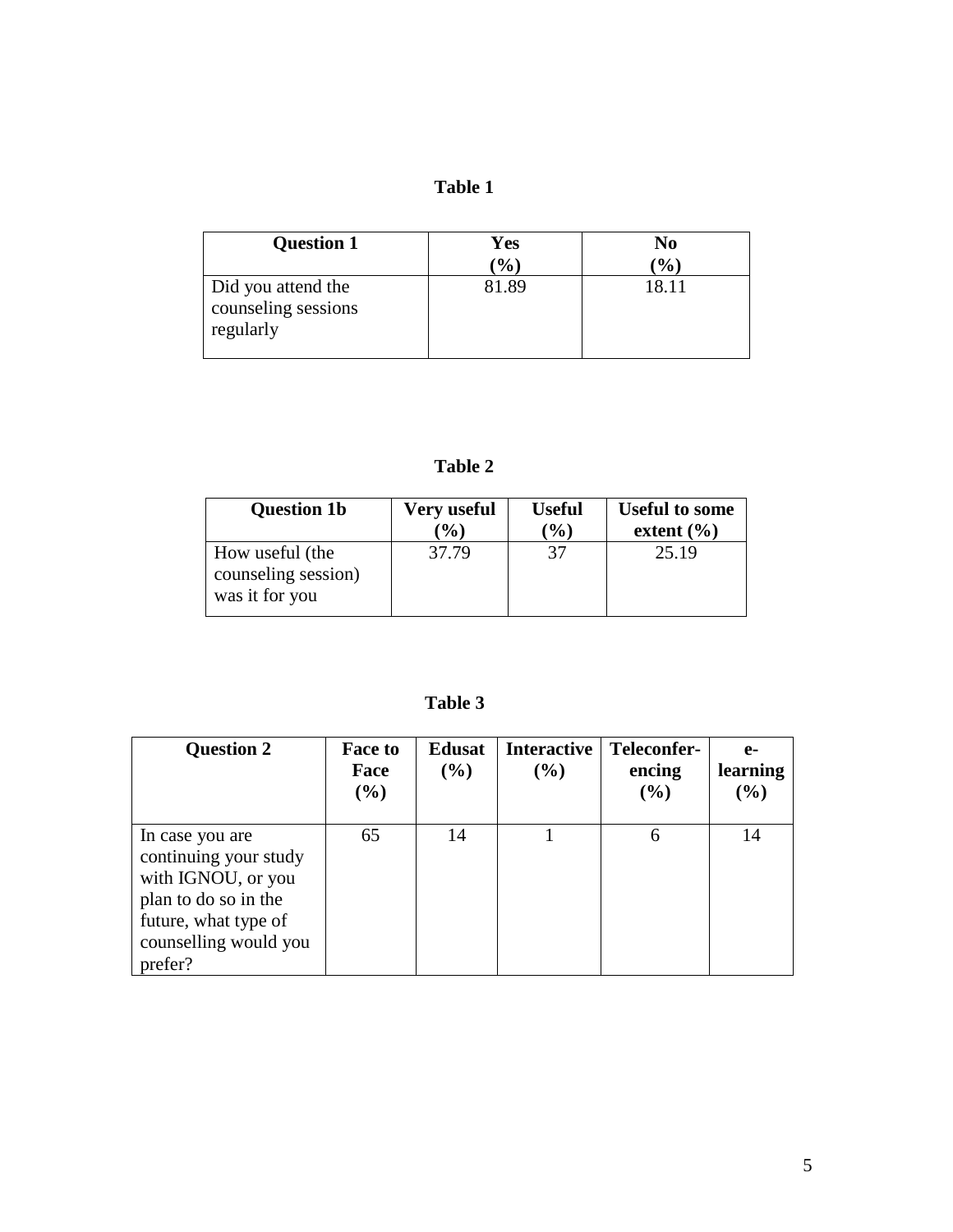**Table 1**

| Question 1 | Yes (%) | No (%) |
|---|---|---|
| Did you attend the counseling sessions regularly | 81.89 | 18.11 |

**Table 2**

| Question 1b | Very useful (%) | Useful (%) | Useful to some extent (%) |
|---|---|---|---|
| How useful (the counseling session) was it for you | 37.79 | 37 | 25.19 |

**Table 3**

| Question 2 | Face to Face (%) | Edusat (%) | Interactive (%) | Teleconfer-encing (%) | e-learning (%) |
|---|---|---|---|---|---|
| In case you are continuing your study with IGNOU, or you plan to do so in the future, what type of counselling would you prefer? | 65 | 14 | 1 | 6 | 14 |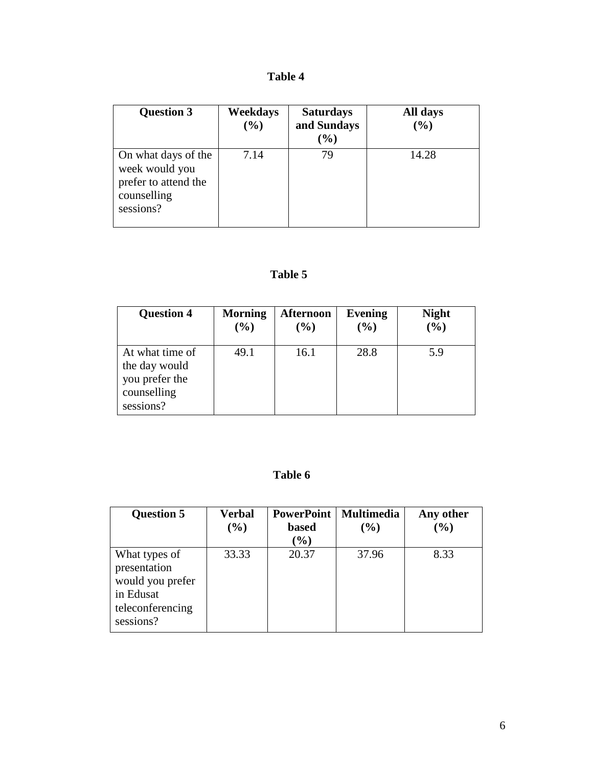**Table 4**

| Question 3 | Weekdays (%) | Saturdays and Sundays (%) | All days (%) |
|---|---|---|---|
| On what days of the week would you prefer to attend the counselling sessions? | 7.14 | 79 | 14.28 |

**Table 5**

| Question 4 | Morning (%) | Afternoon (%) | Evening (%) | Night (%) |
|---|---|---|---|---|
| At what time of the day would you prefer the counselling sessions? | 49.1 | 16.1 | 28.8 | 5.9 |

**Table 6**

| Question 5 | Verbal (%) | PowerPoint based (%) | Multimedia (%) | Any other (%) |
|---|---|---|---|---|
| What types of presentation would you prefer in Edusat teleconferencing sessions? | 33.33 | 20.37 | 37.96 | 8.33 |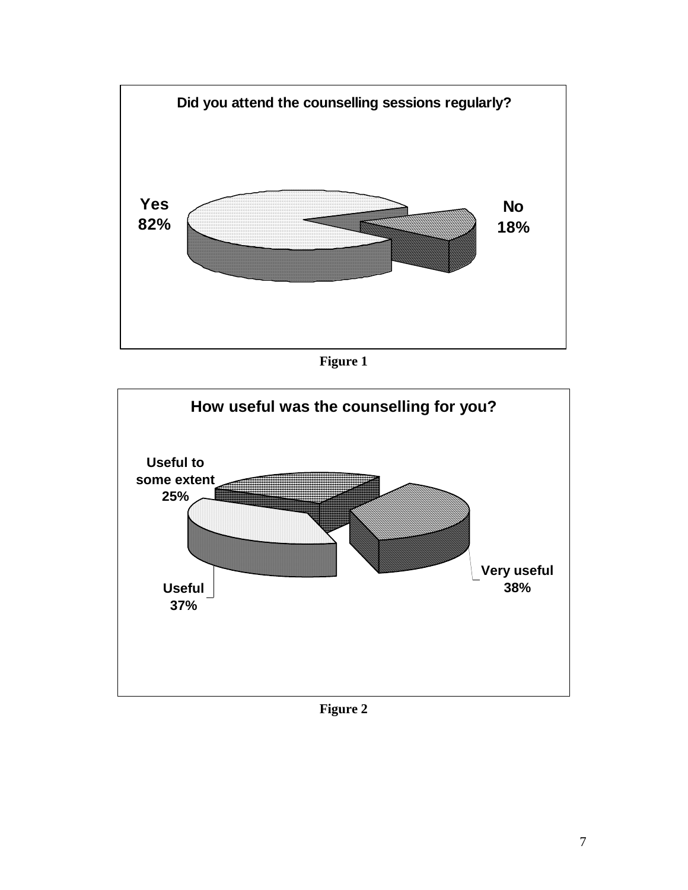**Did you attend the counselling sessions regularly?**

Yes 82%

No 18%

**Figure 1**

**How useful was the counselling for you?**

Useful to some extent 25%

Very useful 38%

Useful 37%

**Figure 2**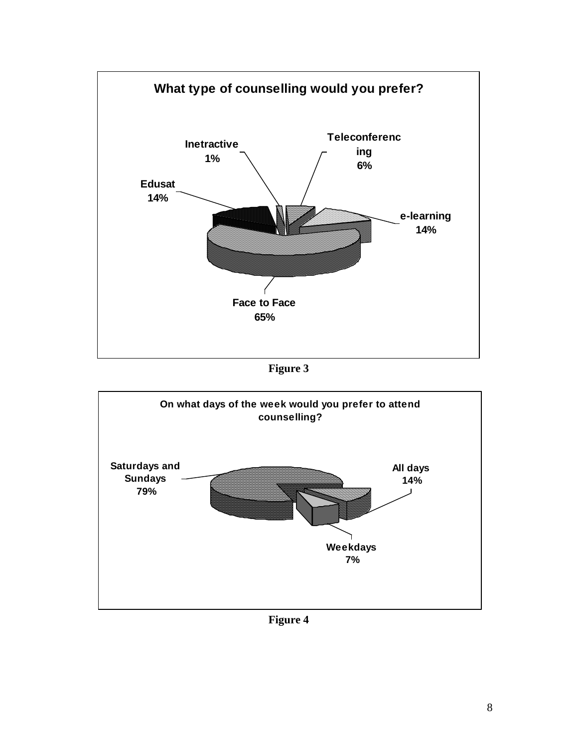**What type of counselling would you prefer?**

Inetractive 1%

Teleconferencing 6%

Edusat 14%

e-learning 14%

Face to Face 65%

**Figure 3**

**On what days of the week would you prefer to attend counselling?**

Saturdays and Sundays 79%

All days 14%

Weekdays 7%

**Figure 4**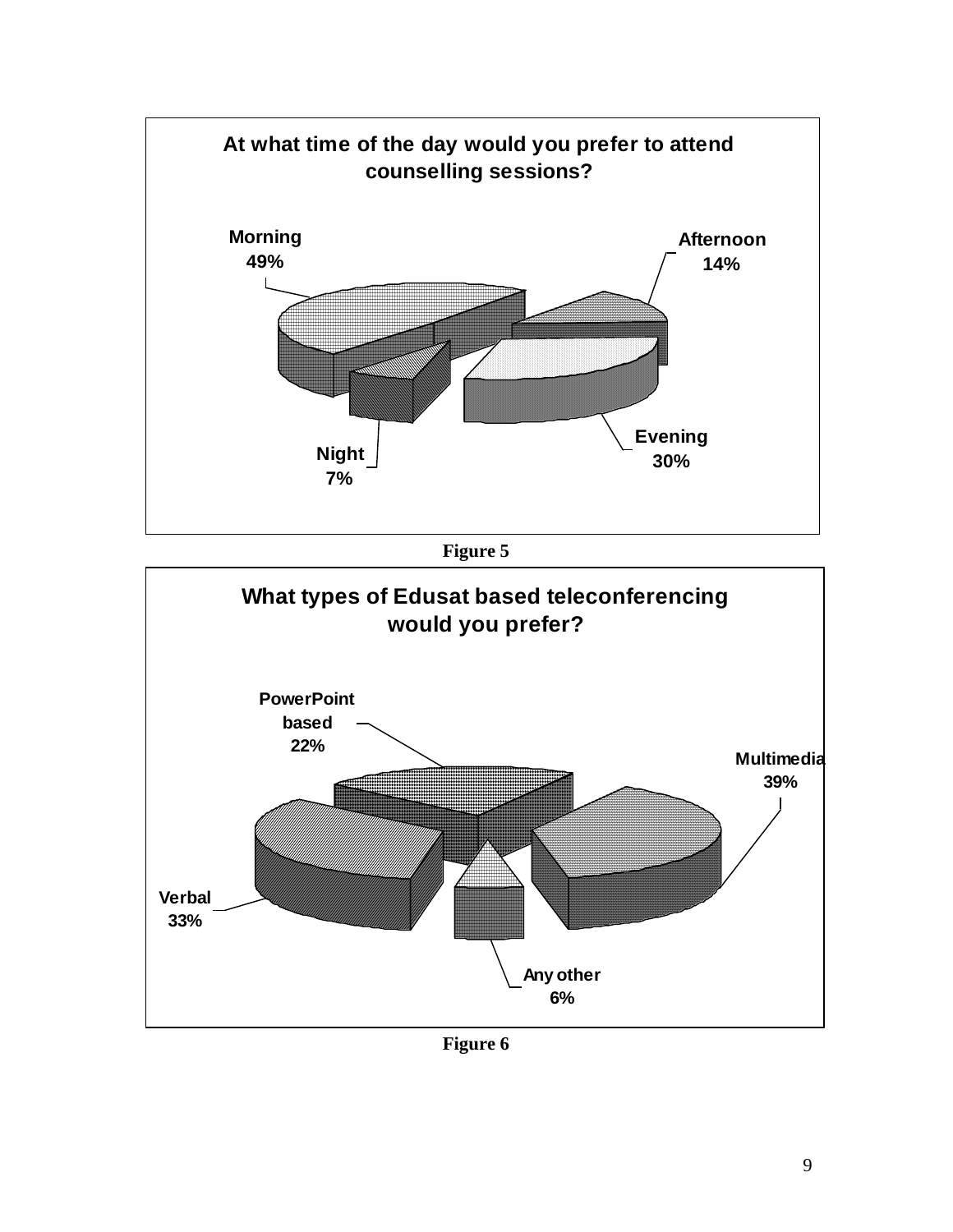At what time of the day would you prefer to attend counselling sessions?

Morning
49%

Afternoon
14%

Evening
30%

Night
7%

**Figure 5**

What types of Edusat based teleconferencing would you prefer?

PowerPoint based
22%

Multimedia
39%

Verbal
33%

Any other
6%

**Figure 6**